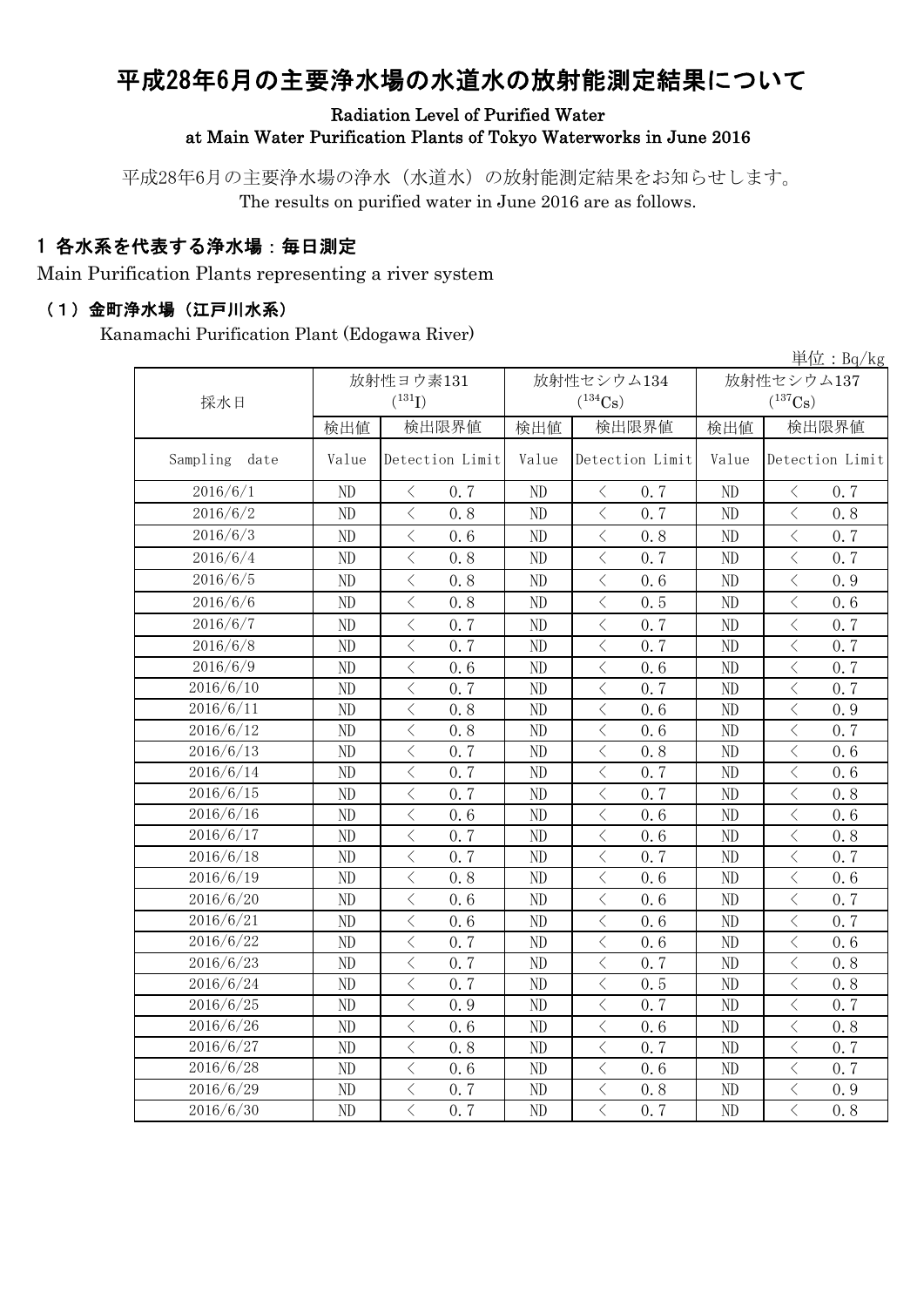# 平成28年6月の主要浄水場の水道水の放射能測定結果について

Radiation Level of Purified Water at Main Water Purification Plants of Tokyo Waterworks in June 2016

平成28年6月の主要浄水場の浄水（水道水）の放射能測定結果をお知らせします。
The results on purified water in June 2016 are as follows.

## 1 各水系を代表する浄水場：毎日測定

Main Purification Plants representing a river system

### （1）金町浄水場（江戸川水系）

Kanamachi Purification Plant (Edogawa River)

単位：Bq/kg

| 採水日 | 放射性ヨウ素131 ($^{131}I$) | | 放射性セシウム134 ($^{134}Cs$) | | 放射性セシウム137 ($^{137}Cs$) | |
|---|---|---|---|---|---|---|
| | 検出値 | 検出限界値 | 検出値 | 検出限界値 | 検出値 | 検出限界値 |
| Sampling date | Value | Detection Limit | Value | Detection Limit | Value | Detection Limit |
| 2016/6/1 | ND | < 0.7 | ND | < 0.7 | ND | < 0.7 |
| 2016/6/2 | ND | < 0.8 | ND | < 0.7 | ND | < 0.8 |
| 2016/6/3 | ND | < 0.6 | ND | < 0.8 | ND | < 0.7 |
| 2016/6/4 | ND | < 0.8 | ND | < 0.7 | ND | < 0.7 |
| 2016/6/5 | ND | < 0.8 | ND | < 0.6 | ND | < 0.9 |
| 2016/6/6 | ND | < 0.8 | ND | < 0.5 | ND | < 0.6 |
| 2016/6/7 | ND | < 0.7 | ND | < 0.7 | ND | < 0.7 |
| 2016/6/8 | ND | < 0.7 | ND | < 0.7 | ND | < 0.7 |
| 2016/6/9 | ND | < 0.6 | ND | < 0.6 | ND | < 0.7 |
| 2016/6/10 | ND | < 0.7 | ND | < 0.7 | ND | < 0.7 |
| 2016/6/11 | ND | < 0.8 | ND | < 0.6 | ND | < 0.9 |
| 2016/6/12 | ND | < 0.8 | ND | < 0.6 | ND | < 0.7 |
| 2016/6/13 | ND | < 0.7 | ND | < 0.8 | ND | < 0.6 |
| 2016/6/14 | ND | < 0.7 | ND | < 0.7 | ND | < 0.6 |
| 2016/6/15 | ND | < 0.7 | ND | < 0.7 | ND | < 0.8 |
| 2016/6/16 | ND | < 0.6 | ND | < 0.6 | ND | < 0.6 |
| 2016/6/17 | ND | < 0.7 | ND | < 0.6 | ND | < 0.8 |
| 2016/6/18 | ND | < 0.7 | ND | < 0.7 | ND | < 0.7 |
| 2016/6/19 | ND | < 0.8 | ND | < 0.6 | ND | < 0.6 |
| 2016/6/20 | ND | < 0.6 | ND | < 0.6 | ND | < 0.7 |
| 2016/6/21 | ND | < 0.6 | ND | < 0.6 | ND | < 0.7 |
| 2016/6/22 | ND | < 0.7 | ND | < 0.6 | ND | < 0.6 |
| 2016/6/23 | ND | < 0.7 | ND | < 0.7 | ND | < 0.8 |
| 2016/6/24 | ND | < 0.7 | ND | < 0.5 | ND | < 0.8 |
| 2016/6/25 | ND | < 0.9 | ND | < 0.7 | ND | < 0.7 |
| 2016/6/26 | ND | < 0.6 | ND | < 0.6 | ND | < 0.8 |
| 2016/6/27 | ND | < 0.8 | ND | < 0.7 | ND | < 0.7 |
| 2016/6/28 | ND | < 0.6 | ND | < 0.6 | ND | < 0.7 |
| 2016/6/29 | ND | < 0.7 | ND | < 0.8 | ND | < 0.9 |
| 2016/6/30 | ND | < 0.7 | ND | < 0.7 | ND | < 0.8 |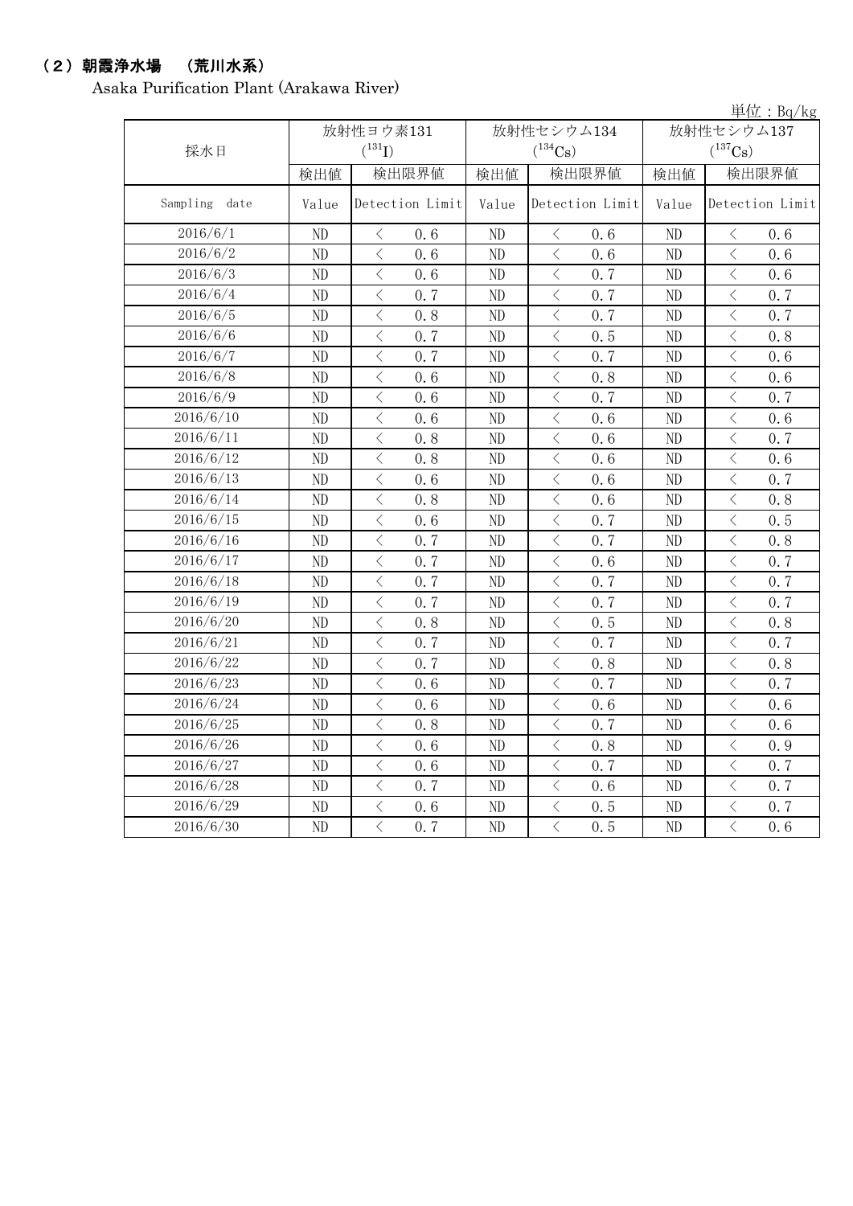## （２）朝霞浄水場　（荒川水系）

Asaka Purification Plant (Arakawa River)

単位：Bq/kg

| 採水日 | 放射性ヨウ素131 ($^{131}I$) | | 放射性セシウム134 ($^{134}Cs$) | | 放射性セシウム137 ($^{137}Cs$) | |
|---|---|---|---|---|---|---|
| | 検出値 | 検出限界値 | 検出値 | 検出限界値 | 検出値 | 検出限界値 |
| Sampling date | Value | Detection Limit | Value | Detection Limit | Value | Detection Limit |
| 2016/6/1 | ND | ＜ 0.6 | ND | ＜ 0.6 | ND | ＜ 0.6 |
| 2016/6/2 | ND | ＜ 0.6 | ND | ＜ 0.6 | ND | ＜ 0.6 |
| 2016/6/3 | ND | ＜ 0.6 | ND | ＜ 0.7 | ND | ＜ 0.6 |
| 2016/6/4 | ND | ＜ 0.7 | ND | ＜ 0.7 | ND | ＜ 0.7 |
| 2016/6/5 | ND | ＜ 0.8 | ND | ＜ 0.7 | ND | ＜ 0.7 |
| 2016/6/6 | ND | ＜ 0.7 | ND | ＜ 0.5 | ND | ＜ 0.8 |
| 2016/6/7 | ND | ＜ 0.7 | ND | ＜ 0.7 | ND | ＜ 0.6 |
| 2016/6/8 | ND | ＜ 0.6 | ND | ＜ 0.8 | ND | ＜ 0.6 |
| 2016/6/9 | ND | ＜ 0.6 | ND | ＜ 0.7 | ND | ＜ 0.7 |
| 2016/6/10 | ND | ＜ 0.6 | ND | ＜ 0.6 | ND | ＜ 0.6 |
| 2016/6/11 | ND | ＜ 0.8 | ND | ＜ 0.6 | ND | ＜ 0.7 |
| 2016/6/12 | ND | ＜ 0.8 | ND | ＜ 0.6 | ND | ＜ 0.6 |
| 2016/6/13 | ND | ＜ 0.6 | ND | ＜ 0.6 | ND | ＜ 0.7 |
| 2016/6/14 | ND | ＜ 0.8 | ND | ＜ 0.6 | ND | ＜ 0.8 |
| 2016/6/15 | ND | ＜ 0.6 | ND | ＜ 0.7 | ND | ＜ 0.5 |
| 2016/6/16 | ND | ＜ 0.7 | ND | ＜ 0.7 | ND | ＜ 0.8 |
| 2016/6/17 | ND | ＜ 0.7 | ND | ＜ 0.6 | ND | ＜ 0.7 |
| 2016/6/18 | ND | ＜ 0.7 | ND | ＜ 0.7 | ND | ＜ 0.7 |
| 2016/6/19 | ND | ＜ 0.7 | ND | ＜ 0.7 | ND | ＜ 0.7 |
| 2016/6/20 | ND | ＜ 0.8 | ND | ＜ 0.5 | ND | ＜ 0.8 |
| 2016/6/21 | ND | ＜ 0.7 | ND | ＜ 0.7 | ND | ＜ 0.7 |
| 2016/6/22 | ND | ＜ 0.7 | ND | ＜ 0.8 | ND | ＜ 0.8 |
| 2016/6/23 | ND | ＜ 0.6 | ND | ＜ 0.7 | ND | ＜ 0.7 |
| 2016/6/24 | ND | ＜ 0.6 | ND | ＜ 0.6 | ND | ＜ 0.6 |
| 2016/6/25 | ND | ＜ 0.8 | ND | ＜ 0.7 | ND | ＜ 0.6 |
| 2016/6/26 | ND | ＜ 0.6 | ND | ＜ 0.8 | ND | ＜ 0.9 |
| 2016/6/27 | ND | ＜ 0.6 | ND | ＜ 0.7 | ND | ＜ 0.7 |
| 2016/6/28 | ND | ＜ 0.7 | ND | ＜ 0.6 | ND | ＜ 0.7 |
| 2016/6/29 | ND | ＜ 0.6 | ND | ＜ 0.5 | ND | ＜ 0.7 |
| 2016/6/30 | ND | ＜ 0.7 | ND | ＜ 0.5 | ND | ＜ 0.6 |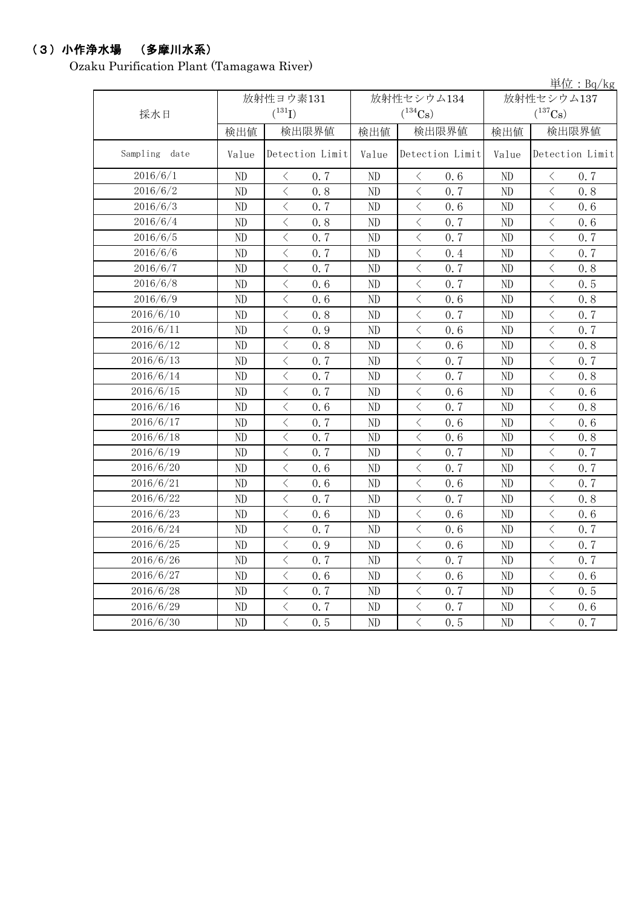## （3）小作浄水場　（多摩川水系）

Ozaku Purification Plant (Tamagawa River)

単位：Bq/kg

| 採水日 | 放射性ヨウ素131 ($^{131}$I) | | 放射性セシウム134 ($^{134}$Cs) | | 放射性セシウム137 ($^{137}$Cs) | |
|---|---|---|---|---|---|---|
| | 検出値 | 検出限界値 | 検出値 | 検出限界値 | 検出値 | 検出限界値 |
| Sampling date | Value | Detection Limit | Value | Detection Limit | Value | Detection Limit |
| 2016/6/1 | ND | ＜ 0.7 | ND | ＜ 0.6 | ND | ＜ 0.7 |
| 2016/6/2 | ND | ＜ 0.8 | ND | ＜ 0.7 | ND | ＜ 0.8 |
| 2016/6/3 | ND | ＜ 0.7 | ND | ＜ 0.6 | ND | ＜ 0.6 |
| 2016/6/4 | ND | ＜ 0.8 | ND | ＜ 0.7 | ND | ＜ 0.6 |
| 2016/6/5 | ND | ＜ 0.7 | ND | ＜ 0.7 | ND | ＜ 0.7 |
| 2016/6/6 | ND | ＜ 0.7 | ND | ＜ 0.4 | ND | ＜ 0.7 |
| 2016/6/7 | ND | ＜ 0.7 | ND | ＜ 0.7 | ND | ＜ 0.8 |
| 2016/6/8 | ND | ＜ 0.6 | ND | ＜ 0.7 | ND | ＜ 0.5 |
| 2016/6/9 | ND | ＜ 0.6 | ND | ＜ 0.6 | ND | ＜ 0.8 |
| 2016/6/10 | ND | ＜ 0.8 | ND | ＜ 0.7 | ND | ＜ 0.7 |
| 2016/6/11 | ND | ＜ 0.9 | ND | ＜ 0.6 | ND | ＜ 0.7 |
| 2016/6/12 | ND | ＜ 0.8 | ND | ＜ 0.6 | ND | ＜ 0.8 |
| 2016/6/13 | ND | ＜ 0.7 | ND | ＜ 0.7 | ND | ＜ 0.7 |
| 2016/6/14 | ND | ＜ 0.7 | ND | ＜ 0.7 | ND | ＜ 0.8 |
| 2016/6/15 | ND | ＜ 0.7 | ND | ＜ 0.6 | ND | ＜ 0.6 |
| 2016/6/16 | ND | ＜ 0.6 | ND | ＜ 0.7 | ND | ＜ 0.8 |
| 2016/6/17 | ND | ＜ 0.7 | ND | ＜ 0.6 | ND | ＜ 0.6 |
| 2016/6/18 | ND | ＜ 0.7 | ND | ＜ 0.6 | ND | ＜ 0.8 |
| 2016/6/19 | ND | ＜ 0.7 | ND | ＜ 0.7 | ND | ＜ 0.7 |
| 2016/6/20 | ND | ＜ 0.6 | ND | ＜ 0.7 | ND | ＜ 0.7 |
| 2016/6/21 | ND | ＜ 0.6 | ND | ＜ 0.6 | ND | ＜ 0.7 |
| 2016/6/22 | ND | ＜ 0.7 | ND | ＜ 0.7 | ND | ＜ 0.8 |
| 2016/6/23 | ND | ＜ 0.6 | ND | ＜ 0.6 | ND | ＜ 0.6 |
| 2016/6/24 | ND | ＜ 0.7 | ND | ＜ 0.6 | ND | ＜ 0.7 |
| 2016/6/25 | ND | ＜ 0.9 | ND | ＜ 0.6 | ND | ＜ 0.7 |
| 2016/6/26 | ND | ＜ 0.7 | ND | ＜ 0.7 | ND | ＜ 0.7 |
| 2016/6/27 | ND | ＜ 0.6 | ND | ＜ 0.6 | ND | ＜ 0.6 |
| 2016/6/28 | ND | ＜ 0.7 | ND | ＜ 0.7 | ND | ＜ 0.5 |
| 2016/6/29 | ND | ＜ 0.7 | ND | ＜ 0.7 | ND | ＜ 0.6 |
| 2016/6/30 | ND | ＜ 0.5 | ND | ＜ 0.5 | ND | ＜ 0.7 |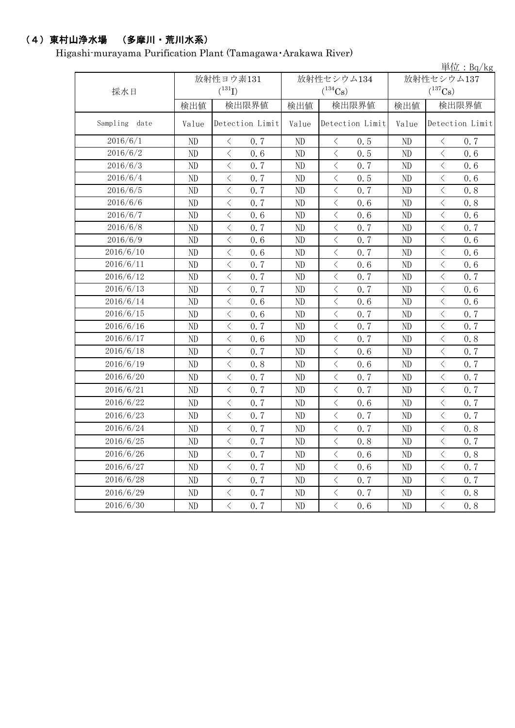## （4）東村山浄水場　（多摩川・荒川水系）

Higashi-murayama Purification Plant (Tamagawa･Arakawa River)

単位：Bq/kg

| 採水日 | 放射性ヨウ素131 ($^{131}I$) | | 放射性セシウム134 ($^{134}Cs$) | | 放射性セシウム137 ($^{137}Cs$) | |
|---|---|---|---|---|---|---|
| | 検出値 | 検出限界値 | 検出値 | 検出限界値 | 検出値 | 検出限界値 |
| Sampling date | Value | Detection Limit | Value | Detection Limit | Value | Detection Limit |
| 2016/6/1 | ND | ＜ 0.7 | ND | ＜ 0.5 | ND | ＜ 0.7 |
| 2016/6/2 | ND | ＜ 0.6 | ND | ＜ 0.5 | ND | ＜ 0.6 |
| 2016/6/3 | ND | ＜ 0.7 | ND | ＜ 0.7 | ND | ＜ 0.6 |
| 2016/6/4 | ND | ＜ 0.7 | ND | ＜ 0.5 | ND | ＜ 0.6 |
| 2016/6/5 | ND | ＜ 0.7 | ND | ＜ 0.7 | ND | ＜ 0.8 |
| 2016/6/6 | ND | ＜ 0.7 | ND | ＜ 0.6 | ND | ＜ 0.8 |
| 2016/6/7 | ND | ＜ 0.6 | ND | ＜ 0.6 | ND | ＜ 0.6 |
| 2016/6/8 | ND | ＜ 0.7 | ND | ＜ 0.7 | ND | ＜ 0.7 |
| 2016/6/9 | ND | ＜ 0.6 | ND | ＜ 0.7 | ND | ＜ 0.6 |
| 2016/6/10 | ND | ＜ 0.6 | ND | ＜ 0.7 | ND | ＜ 0.6 |
| 2016/6/11 | ND | ＜ 0.7 | ND | ＜ 0.6 | ND | ＜ 0.6 |
| 2016/6/12 | ND | ＜ 0.7 | ND | ＜ 0.7 | ND | ＜ 0.7 |
| 2016/6/13 | ND | ＜ 0.7 | ND | ＜ 0.7 | ND | ＜ 0.6 |
| 2016/6/14 | ND | ＜ 0.6 | ND | ＜ 0.6 | ND | ＜ 0.6 |
| 2016/6/15 | ND | ＜ 0.6 | ND | ＜ 0.7 | ND | ＜ 0.7 |
| 2016/6/16 | ND | ＜ 0.7 | ND | ＜ 0.7 | ND | ＜ 0.7 |
| 2016/6/17 | ND | ＜ 0.6 | ND | ＜ 0.7 | ND | ＜ 0.8 |
| 2016/6/18 | ND | ＜ 0.7 | ND | ＜ 0.6 | ND | ＜ 0.7 |
| 2016/6/19 | ND | ＜ 0.8 | ND | ＜ 0.6 | ND | ＜ 0.7 |
| 2016/6/20 | ND | ＜ 0.7 | ND | ＜ 0.7 | ND | ＜ 0.7 |
| 2016/6/21 | ND | ＜ 0.7 | ND | ＜ 0.7 | ND | ＜ 0.7 |
| 2016/6/22 | ND | ＜ 0.7 | ND | ＜ 0.6 | ND | ＜ 0.7 |
| 2016/6/23 | ND | ＜ 0.7 | ND | ＜ 0.7 | ND | ＜ 0.7 |
| 2016/6/24 | ND | ＜ 0.7 | ND | ＜ 0.7 | ND | ＜ 0.8 |
| 2016/6/25 | ND | ＜ 0.7 | ND | ＜ 0.8 | ND | ＜ 0.7 |
| 2016/6/26 | ND | ＜ 0.7 | ND | ＜ 0.6 | ND | ＜ 0.8 |
| 2016/6/27 | ND | ＜ 0.7 | ND | ＜ 0.6 | ND | ＜ 0.7 |
| 2016/6/28 | ND | ＜ 0.7 | ND | ＜ 0.7 | ND | ＜ 0.7 |
| 2016/6/29 | ND | ＜ 0.7 | ND | ＜ 0.7 | ND | ＜ 0.8 |
| 2016/6/30 | ND | ＜ 0.7 | ND | ＜ 0.6 | ND | ＜ 0.8 |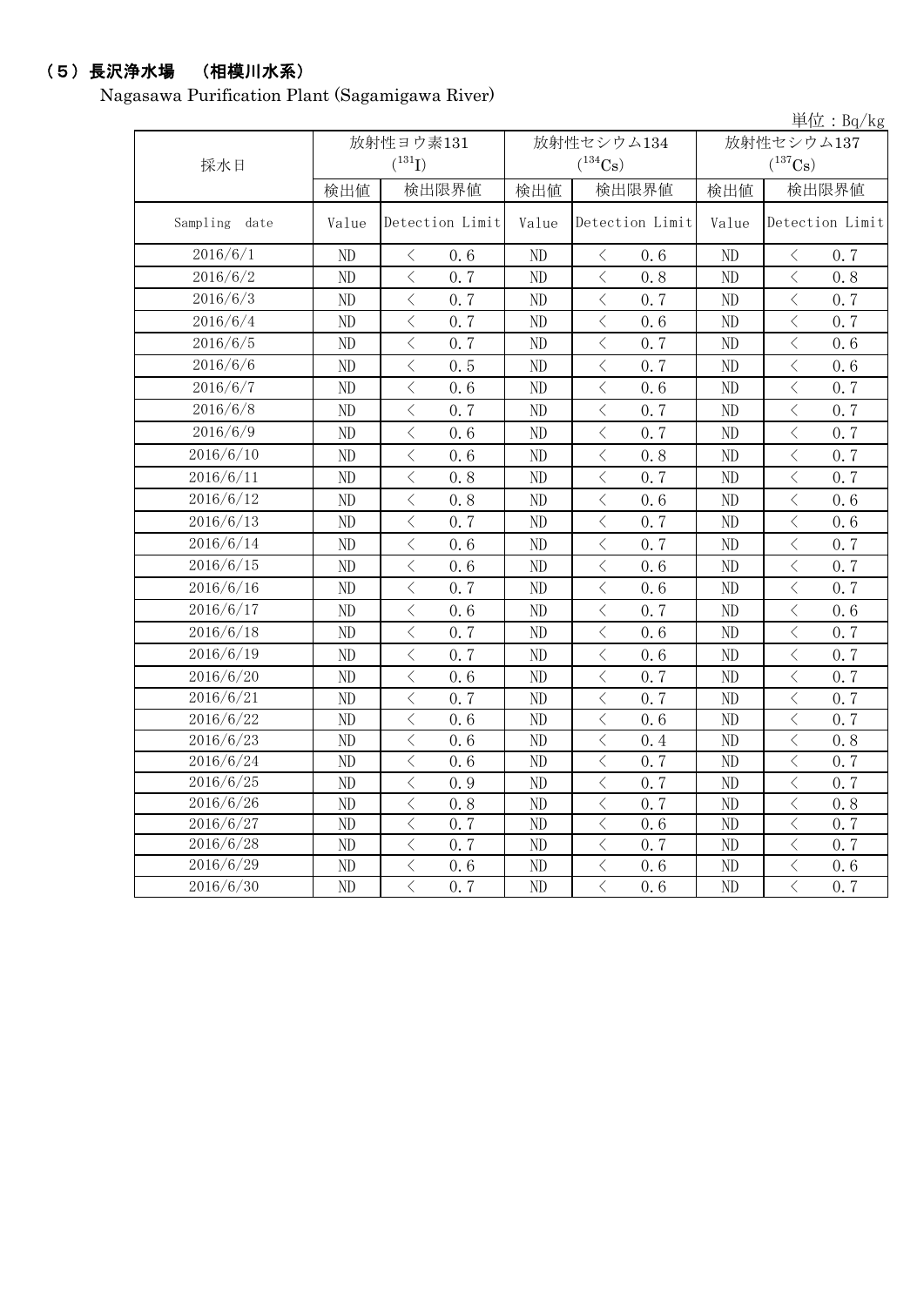## （5）長沢浄水場 （相模川水系）

Nagasawa Purification Plant (Sagamigawa River)

単位：Bq/kg

| 採水日 | 放射性ヨウ素131 ($^{131}I$) | | 放射性セシウム134 ($^{134}Cs$) | | 放射性セシウム137 ($^{137}Cs$) | |
|---|---|---|---|---|---|---|
| | 検出値 | 検出限界値 | 検出値 | 検出限界値 | 検出値 | 検出限界値 |
| Sampling date | Value | Detection Limit | Value | Detection Limit | Value | Detection Limit |
| 2016/6/1 | ND | ＜ 0.6 | ND | ＜ 0.6 | ND | ＜ 0.7 |
| 2016/6/2 | ND | ＜ 0.7 | ND | ＜ 0.8 | ND | ＜ 0.8 |
| 2016/6/3 | ND | ＜ 0.7 | ND | ＜ 0.7 | ND | ＜ 0.7 |
| 2016/6/4 | ND | ＜ 0.7 | ND | ＜ 0.6 | ND | ＜ 0.7 |
| 2016/6/5 | ND | ＜ 0.7 | ND | ＜ 0.7 | ND | ＜ 0.6 |
| 2016/6/6 | ND | ＜ 0.5 | ND | ＜ 0.7 | ND | ＜ 0.6 |
| 2016/6/7 | ND | ＜ 0.6 | ND | ＜ 0.6 | ND | ＜ 0.7 |
| 2016/6/8 | ND | ＜ 0.7 | ND | ＜ 0.7 | ND | ＜ 0.7 |
| 2016/6/9 | ND | ＜ 0.6 | ND | ＜ 0.7 | ND | ＜ 0.7 |
| 2016/6/10 | ND | ＜ 0.6 | ND | ＜ 0.8 | ND | ＜ 0.7 |
| 2016/6/11 | ND | ＜ 0.8 | ND | ＜ 0.7 | ND | ＜ 0.7 |
| 2016/6/12 | ND | ＜ 0.8 | ND | ＜ 0.6 | ND | ＜ 0.6 |
| 2016/6/13 | ND | ＜ 0.7 | ND | ＜ 0.7 | ND | ＜ 0.6 |
| 2016/6/14 | ND | ＜ 0.6 | ND | ＜ 0.7 | ND | ＜ 0.7 |
| 2016/6/15 | ND | ＜ 0.6 | ND | ＜ 0.6 | ND | ＜ 0.7 |
| 2016/6/16 | ND | ＜ 0.7 | ND | ＜ 0.6 | ND | ＜ 0.7 |
| 2016/6/17 | ND | ＜ 0.6 | ND | ＜ 0.7 | ND | ＜ 0.6 |
| 2016/6/18 | ND | ＜ 0.7 | ND | ＜ 0.6 | ND | ＜ 0.7 |
| 2016/6/19 | ND | ＜ 0.7 | ND | ＜ 0.6 | ND | ＜ 0.7 |
| 2016/6/20 | ND | ＜ 0.6 | ND | ＜ 0.7 | ND | ＜ 0.7 |
| 2016/6/21 | ND | ＜ 0.7 | ND | ＜ 0.7 | ND | ＜ 0.7 |
| 2016/6/22 | ND | ＜ 0.6 | ND | ＜ 0.6 | ND | ＜ 0.7 |
| 2016/6/23 | ND | ＜ 0.6 | ND | ＜ 0.4 | ND | ＜ 0.8 |
| 2016/6/24 | ND | ＜ 0.6 | ND | ＜ 0.7 | ND | ＜ 0.7 |
| 2016/6/25 | ND | ＜ 0.9 | ND | ＜ 0.7 | ND | ＜ 0.7 |
| 2016/6/26 | ND | ＜ 0.8 | ND | ＜ 0.7 | ND | ＜ 0.8 |
| 2016/6/27 | ND | ＜ 0.7 | ND | ＜ 0.6 | ND | ＜ 0.7 |
| 2016/6/28 | ND | ＜ 0.7 | ND | ＜ 0.7 | ND | ＜ 0.7 |
| 2016/6/29 | ND | ＜ 0.6 | ND | ＜ 0.6 | ND | ＜ 0.6 |
| 2016/6/30 | ND | ＜ 0.7 | ND | ＜ 0.6 | ND | ＜ 0.7 |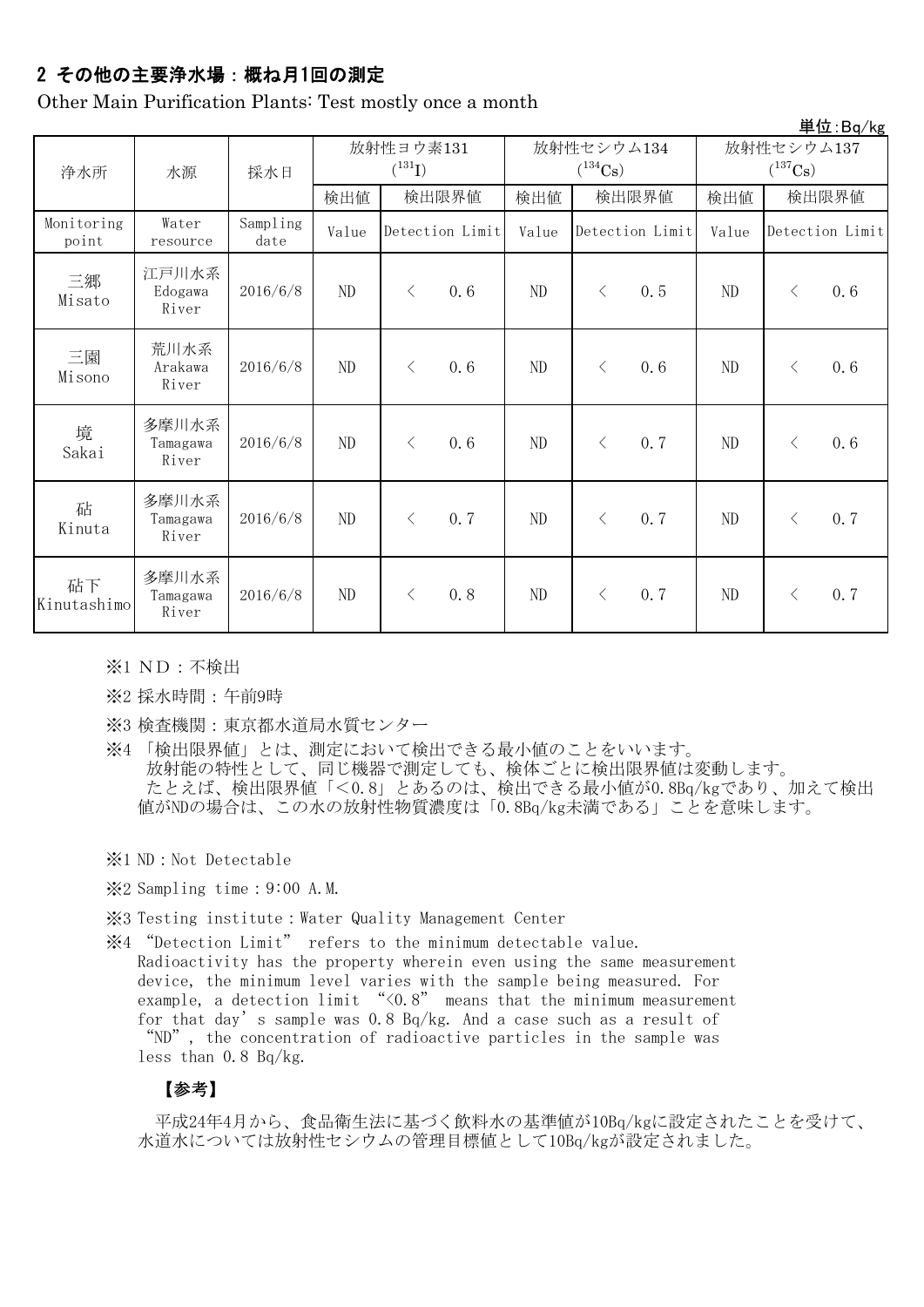## 2 その他の主要浄水場：概ね月1回の測定

Other Main Purification Plants: Test mostly once a month

単位:Bq/kg

| 浄水所 | 水源 | 採水日 | 放射性ヨウ素131 ($^{131}I$) | | 放射性セシウム134 ($^{134}Cs$) | | 放射性セシウム137 ($^{137}Cs$) | |
|---|---|---|---|---|---|---|---|---|
| | | | 検出値 | 検出限界値 | 検出値 | 検出限界値 | 検出値 | 検出限界値 |
| Monitoring point | Water resource | Sampling date | Value | Detection Limit | Value | Detection Limit | Value | Detection Limit |
| 三郷 Misato | 江戸川水系 Edogawa River | 2016/6/8 | ND | ＜ 0.6 | ND | ＜ 0.5 | ND | ＜ 0.6 |
| 三園 Misono | 荒川水系 Arakawa River | 2016/6/8 | ND | ＜ 0.6 | ND | ＜ 0.6 | ND | ＜ 0.6 |
| 境 Sakai | 多摩川水系 Tamagawa River | 2016/6/8 | ND | ＜ 0.6 | ND | ＜ 0.7 | ND | ＜ 0.6 |
| 砧 Kinuta | 多摩川水系 Tamagawa River | 2016/6/8 | ND | ＜ 0.7 | ND | ＜ 0.7 | ND | ＜ 0.7 |
| 砧下 Kinutashimo | 多摩川水系 Tamagawa River | 2016/6/8 | ND | ＜ 0.8 | ND | ＜ 0.7 | ND | ＜ 0.7 |

※1 ＮＤ：不検出

※2 採水時間：午前9時

※3 検査機関：東京都水道局水質センター

※4 「検出限界値」とは、測定において検出できる最小値のことをいいます。
放射能の特性として、同じ機器で測定しても、検体ごとに検出限界値は変動します。
たとえば、検出限界値「<0.8」とあるのは、検出できる最小値が0.8Bq/kgであり、加えて検出値がNDの場合は、この水の放射性物質濃度は「0.8Bq/kg未満である」ことを意味します。

※1 ND : Not Detectable

※2 Sampling time : 9:00 A.M.

※3 Testing institute : Water Quality Management Center

※4 "Detection Limit" refers to the minimum detectable value.
Radioactivity has the property wherein even using the same measurement device, the minimum level varies with the sample being measured. For example, a detection limit "<0.8" means that the minimum measurement for that day's sample was 0.8 Bq/kg. And a case such as a result of "ND", the concentration of radioactive particles in the sample was less than 0.8 Bq/kg.

**【参考】**

平成24年4月から、食品衛生法に基づく飲料水の基準値が10Bq/kgに設定されたことを受けて、水道水については放射性セシウムの管理目標値として10Bq/kgが設定されました。